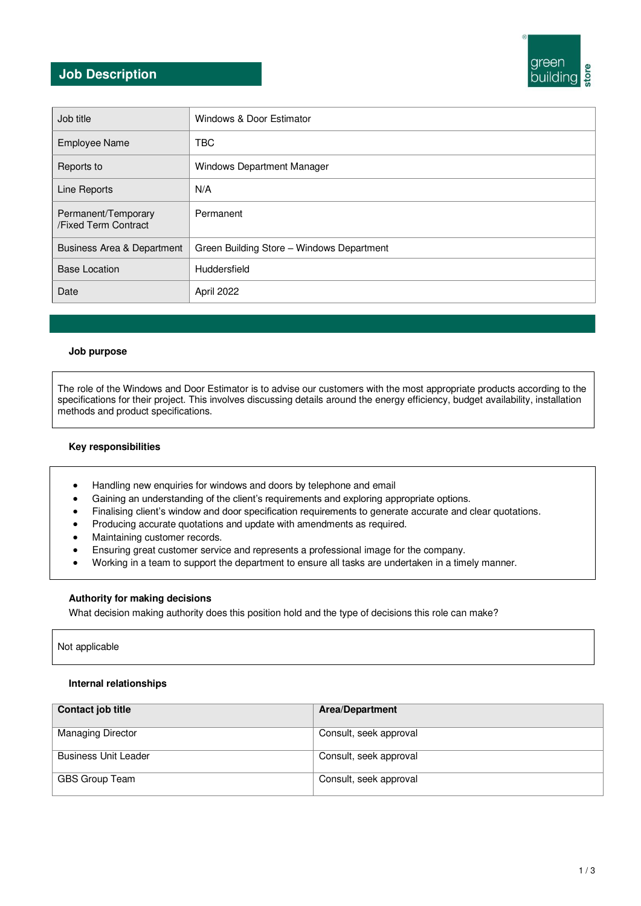# Job Description

| Job title | Windows & Door Estimator |
|---|---|
| Employee Name | TBC |
| Reports to | Windows Department Manager |
| Line Reports | N/A |
| Permanent/Temporary /Fixed Term Contract | Permanent |
| Business Area & Department | Green Building Store – Windows Department |
| Base Location | Huddersfield |
| Date | April 2022 |

### Job purpose

The role of the Windows and Door Estimator is to advise our customers with the most appropriate products according to the specifications for their project. This involves discussing details around the energy efficiency, budget availability, installation methods and product specifications.

### Key responsibilities

- Handling new enquiries for windows and doors by telephone and email
- Gaining an understanding of the client's requirements and exploring appropriate options.
- Finalising client's window and door specification requirements to generate accurate and clear quotations.
- Producing accurate quotations and update with amendments as required.
- Maintaining customer records.
- Ensuring great customer service and represents a professional image for the company.
- Working in a team to support the department to ensure all tasks are undertaken in a timely manner.

### Authority for making decisions

What decision making authority does this position hold and the type of decisions this role can make?

Not applicable

### Internal relationships

| Contact job title | Area/Department |
|---|---|
| Managing Director | Consult, seek approval |
| Business Unit Leader | Consult, seek approval |
| GBS Group Team | Consult, seek approval |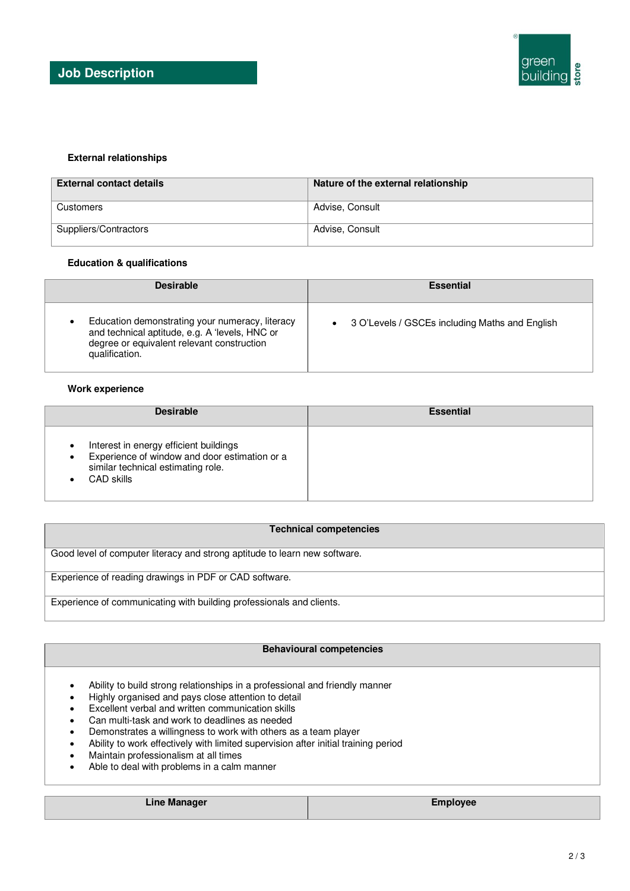## Job Description

### External relationships

| External contact details | Nature of the external relationship |
|---|---|
| Customers | Advise, Consult |
| Suppliers/Contractors | Advise, Consult |

### Education & qualifications

| Desirable | Essential |
|---|---|
| • Education demonstrating your numeracy, literacy and technical aptitude, e.g. A 'levels, HNC or degree or equivalent relevant construction qualification. | • 3 O'Levels / GSCEs including Maths and English |

### Work experience

| Desirable | Essential |
|---|---|
| • Interest in energy efficient buildings<br>• Experience of window and door estimation or a similar technical estimating role.<br>• CAD skills | |

| Technical competencies |
|---|
| Good level of computer literacy and strong aptitude to learn new software. |
| Experience of reading drawings in PDF or CAD software. |
| Experience of communicating with building professionals and clients. |

| Behavioural competencies |
|---|
| • Ability to build strong relationships in a professional and friendly manner<br>• Highly organised and pays close attention to detail<br>• Excellent verbal and written communication skills<br>• Can multi-task and work to deadlines as needed<br>• Demonstrates a willingness to work with others as a team player<br>• Ability to work effectively with limited supervision after initial training period<br>• Maintain professionalism at all times<br>• Able to deal with problems in a calm manner |

| Line Manager | Employee |
|---|---|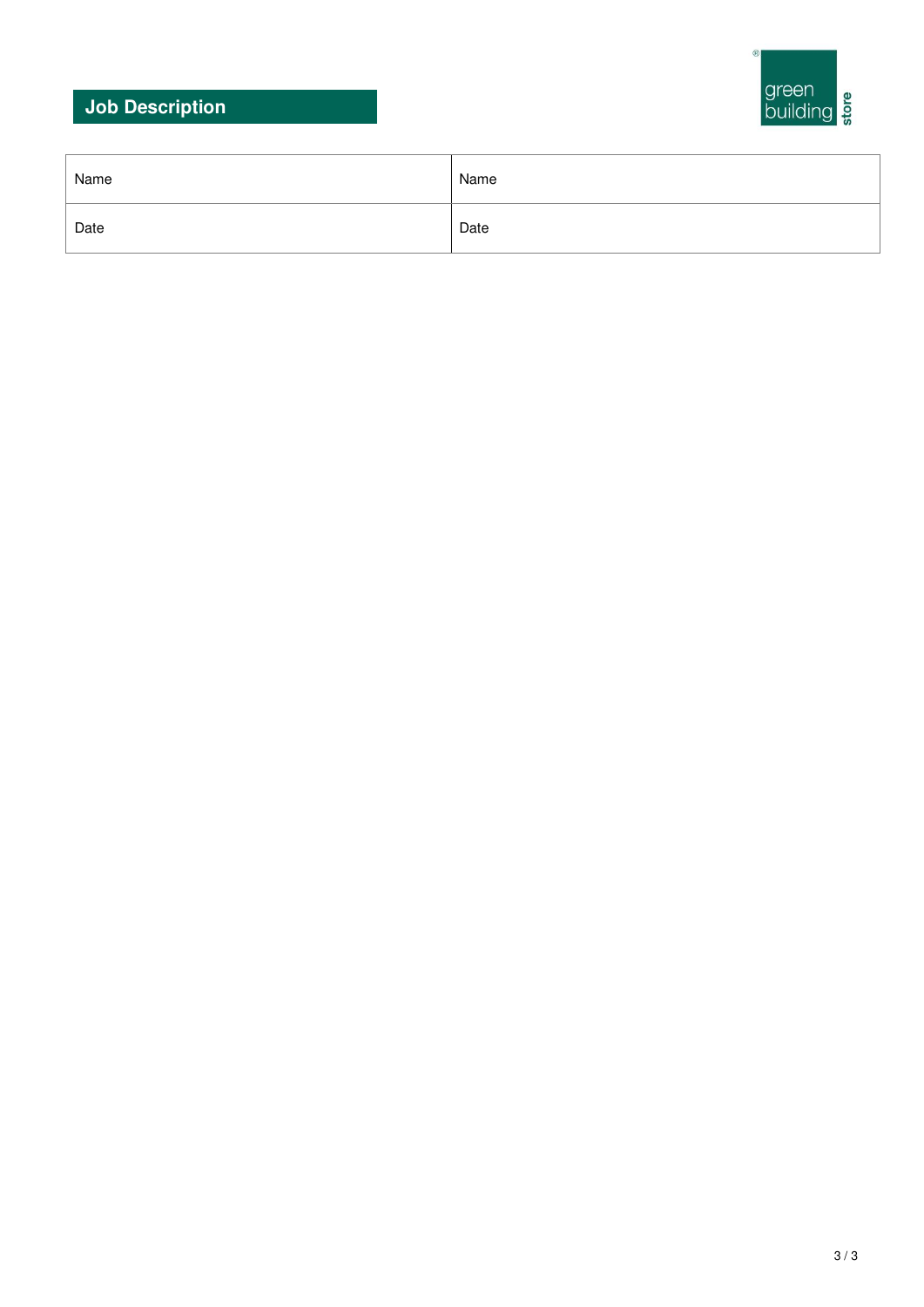## Job Description

| | |
|---|---|
| Name | Name |
| Date | Date |